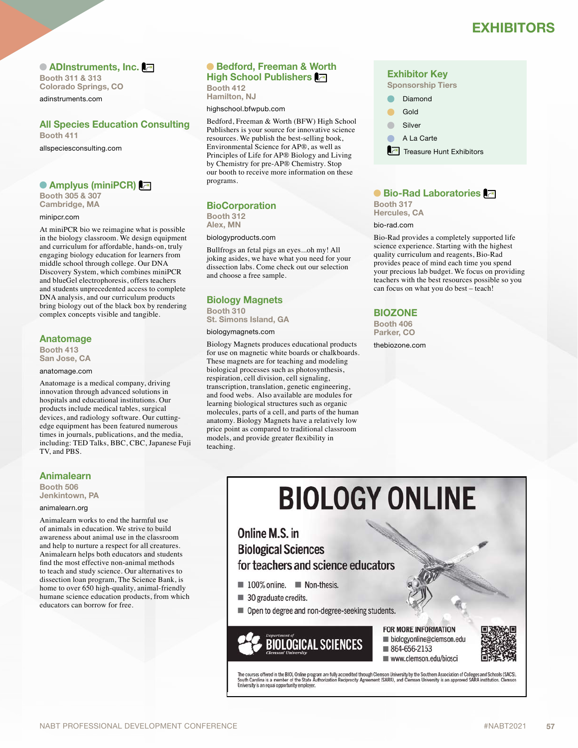# EXHIBITORS

## ADInstruments, Inc.

**Booth 311 & 313**
**Colorado Springs, CO**

adinstruments.com

## All Species Education Consulting

**Booth 411**

allspeciesconsulting.com

## Amplyus (miniPCR)

**Booth 305 & 307**
**Cambridge, MA**

minipcr.com

At miniPCR bio we reimagine what is possible in the biology classroom. We design equipment and curriculum for affordable, hands-on, truly engaging biology education for learners from middle school through college. Our DNA Discovery System, which combines miniPCR and blueGel electrophoresis, offers teachers and students unprecedented access to complete DNA analysis, and our curriculum products bring biology out of the black box by rendering complex concepts visible and tangible.

## Anatomage

**Booth 413**
**San Jose, CA**

anatomage.com

Anatomage is a medical company, driving innovation through advanced solutions in hospitals and educational institutions. Our products include medical tables, surgical devices, and radiology software. Our cutting-edge equipment has been featured numerous times in journals, publications, and the media, including: TED Talks, BBC, CBC, Japanese Fuji TV, and PBS.

## Animalearn

**Booth 506**
**Jenkintown, PA**

animalearn.org

Animalearn works to end the harmful use of animals in education. We strive to build awareness about animal use in the classroom and help to nurture a respect for all creatures. Animalearn helps both educators and students find the most effective non-animal methods to teach and study science. Our alternatives to dissection loan program, The Science Bank, is home to over 650 high-quality, animal-friendly humane science education products, from which educators can borrow for free.

## Bedford, Freeman & Worth High School Publishers

**Booth 412**
**Hamilton, NJ**

highschool.bfwpub.com

Bedford, Freeman & Worth (BFW) High School Publishers is your source for innovative science resources. We publish the best-selling book, Environmental Science for AP®, as well as Principles of Life for AP® Biology and Living by Chemistry for pre-AP® Chemistry. Stop our booth to receive more information on these programs.

## BioCorporation

**Booth 312**
**Alex, MN**

biologyproducts.com

Bullfrogs an fetal pigs an eyes...oh my! All joking asides, we have what you need for your dissection labs. Come check out our selection and choose a free sample.

## Biology Magnets

**Booth 310**
**St. Simons Island, GA**

biologymagnets.com

Biology Magnets produces educational products for use on magnetic white boards or chalkboards. These magnets are for teaching and modeling biological processes such as photosynthesis, respiration, cell division, cell signaling, transcription, translation, genetic engineering, and food webs. Also available are modules for learning biological structures such as organic molecules, parts of a cell, and parts of the human anatomy. Biology Magnets have a relatively low price point as compared to traditional classroom models, and provide greater flexibility in teaching.

### Exhibitor Key

**Sponsorship Tiers**

- Diamond
- Gold
- Silver
- A La Carte
- Treasure Hunt Exhibitors

## Bio-Rad Laboratories

**Booth 317**
**Hercules, CA**

bio-rad.com

Bio-Rad provides a completely supported life science experience. Starting with the highest quality curriculum and reagents, Bio-Rad provides peace of mind each time you spend your precious lab budget. We focus on providing teachers with the best resources possible so you can focus on what you do best – teach!

## BIOZONE

**Booth 406**
**Parker, CO**

thebiozone.com

## BIOLOGY ONLINE

Online M.S. in Biological Sciences for teachers and science educators

- 100% online.
- Non-thesis.
- 30 graduate credits.
- Open to degree and non-degree-seeking students.

Department of BIOLOGICAL SCIENCES, Clemson University

FOR MORE INFORMATION
- biologyonline@clemson.edu
- 864-656-2153
- www.clemson.edu/biosci

The courses offered in the BIOL Online program are fully accredited through Clemson University by the Southern Association of Colleges and Schools (SACS). South Carolina is a member of the State Authorization Reciprocity Agreement (SARA), and Clemson University is an approved SARA institution. Clemson University is an equal opportunity employer.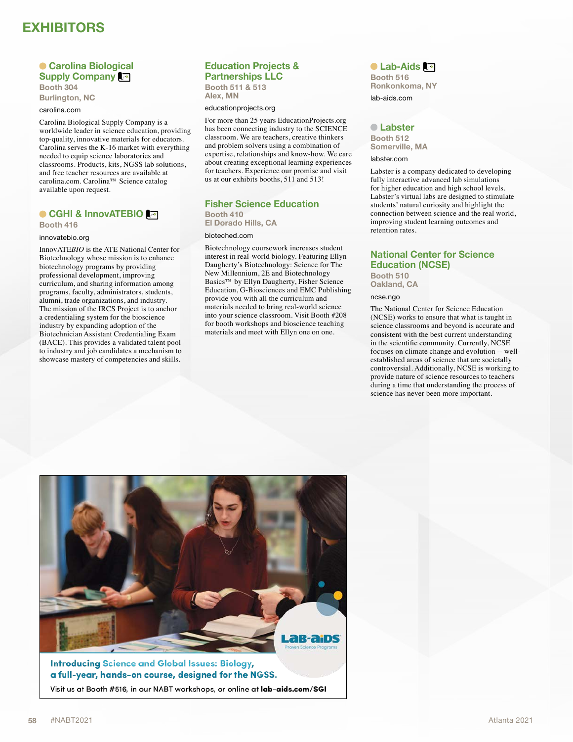# EXHIBITORS

## Carolina Biological Supply Company

**Booth 304**
**Burlington, NC**

carolina.com

Carolina Biological Supply Company is a worldwide leader in science education, providing top-quality, innovative materials for educators. Carolina serves the K-16 market with everything needed to equip science laboratories and classrooms. Products, kits, NGSS lab solutions, and free teacher resources are available at carolina.com. Carolina™ Science catalog available upon request.

## CGHI & InnovATEBIO

**Booth 416**

innovatebio.org

InnovATE*BIO* is the ATE National Center for Biotechnology whose mission is to enhance biotechnology programs by providing professional development, improving curriculum, and sharing information among programs, faculty, administrators, students, alumni, trade organizations, and industry. The mission of the IRCS Project is to anchor a credentialing system for the bioscience industry by expanding adoption of the Biotechnician Assistant Credentialing Exam (BACE). This provides a validated talent pool to industry and job candidates a mechanism to showcase mastery of competencies and skills.

## Education Projects & Partnerships LLC

**Booth 511 & 513**
**Alex, MN**

educationprojects.org

For more than 25 years EducationProjects.org has been connecting industry to the SCIENCE classroom. We are teachers, creative thinkers and problem solvers using a combination of expertise, relationships and know-how. We care about creating exceptional learning experiences for teachers. Experience our promise and visit us at our exhibits booths, 511 and 513!

## Fisher Science Education

**Booth 410**
**El Dorado Hills, CA**

bioteched.com

Biotechnology coursework increases student interest in real-world biology. Featuring Ellyn Daugherty's Biotechnology: Science for The New Millennium, 2E and Biotechnology Basics™ by Ellyn Daugherty, Fisher Science Education, G-Biosciences and EMC Publishing provide you with all the curriculum and materials needed to bring real-world science into your science classroom. Visit Booth #208 for booth workshops and bioscience teaching materials and meet with Ellyn one on one.

## Lab-Aids

**Booth 516**
**Ronkonkoma, NY**

lab-aids.com

## Labster

**Booth 512**
**Somerville, MA**

labster.com

Labster is a company dedicated to developing fully interactive advanced lab simulations for higher education and high school levels. Labster's virtual labs are designed to stimulate students' natural curiosity and highlight the connection between science and the real world, improving student learning outcomes and retention rates.

## National Center for Science Education (NCSE)

**Booth 510**
**Oakland, CA**

ncse.ngo

The National Center for Science Education (NCSE) works to ensure that what is taught in science classrooms and beyond is accurate and consistent with the best current understanding in the scientific community. Currently, NCSE focuses on climate change and evolution -- well-established areas of science that are societally controversial. Additionally, NCSE is working to provide nature of science resources to teachers during a time that understanding the process of science has never been more important.

---

LAB-AIDS Proven Science Programs

**Introducing Science and Global Issues: Biology, a full-year, hands-on course, designed for the NGSS.**

Visit us at Booth #516, in our NABT workshops, or online at **lab-aids.com/SGI**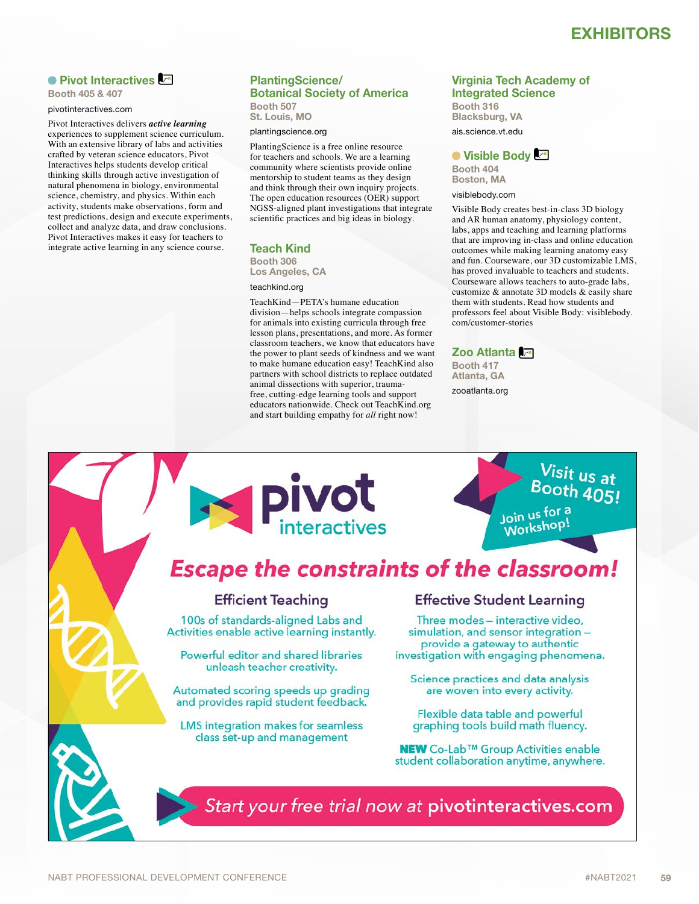# EXHIBITORS

## Pivot Interactives

**Booth 405 & 407**

pivotinteractives.com

Pivot Interactives delivers ***active learning*** experiences to supplement science curriculum. With an extensive library of labs and activities crafted by veteran science educators, Pivot Interactives helps students develop critical thinking skills through active investigation of natural phenomena in biology, environmental science, chemistry, and physics. Within each activity, students make observations, form and test predictions, design and execute experiments, collect and analyze data, and draw conclusions. Pivot Interactives makes it easy for teachers to integrate active learning in any science course.

## PlantingScience/ Botanical Society of America

**Booth 507**
**St. Louis, MO**

plantingscience.org

PlantingScience is a free online resource for teachers and schools. We are a learning community where scientists provide online mentorship to student teams as they design and think through their own inquiry projects. The open education resources (OER) support NGSS-aligned plant investigations that integrate scientific practices and big ideas in biology.

## Teach Kind

**Booth 306**
**Los Angeles, CA**

teachkind.org

TeachKind—PETA's humane education division—helps schools integrate compassion for animals into existing curricula through free lesson plans, presentations, and more. As former classroom teachers, we know that educators have the power to plant seeds of kindness and we want to make humane education easy! TeachKind also partners with school districts to replace outdated animal dissections with superior, trauma-free, cutting-edge learning tools and support educators nationwide. Check out TeachKind.org and start building empathy for *all* right now!

## Virginia Tech Academy of Integrated Science

**Booth 316**
**Blacksburg, VA**

ais.science.vt.edu

## Visible Body

**Booth 404**
**Boston, MA**

visiblebody.com

Visible Body creates best-in-class 3D biology and AR human anatomy, physiology content, labs, apps and teaching and learning platforms that are improving in-class and online education outcomes while making learning anatomy easy and fun. Courseware, our 3D customizable LMS, has proved invaluable to teachers and students. Courseware allows teachers to auto-grade labs, customize & annotate 3D models & easily share them with students. Read how students and professors feel about Visible Body: visiblebody.com/customer-stories

## Zoo Atlanta

**Booth 417**
**Atlanta, GA**

zooatlanta.org

---

**pivot interactives**

Visit us at Booth 405!

Join us for a Workshop!

*Escape the constraints of the classroom!*

**Efficient Teaching**

100s of standards-aligned Labs and Activities enable active learning instantly.

Powerful editor and shared libraries unleash teacher creativity.

Automated scoring speeds up grading and provides rapid student feedback.

LMS integration makes for seamless class set-up and management

**Effective Student Learning**

Three modes – interactive video, simulation, and sensor integration – provide a gateway to authentic investigation with engaging phenomena.

Science practices and data analysis are woven into every activity.

Flexible data table and powerful graphing tools build math fluency.

**NEW** Co-Lab™ Group Activities enable student collaboration anytime, anywhere.

*Start your free trial now at* **pivotinteractives.com**